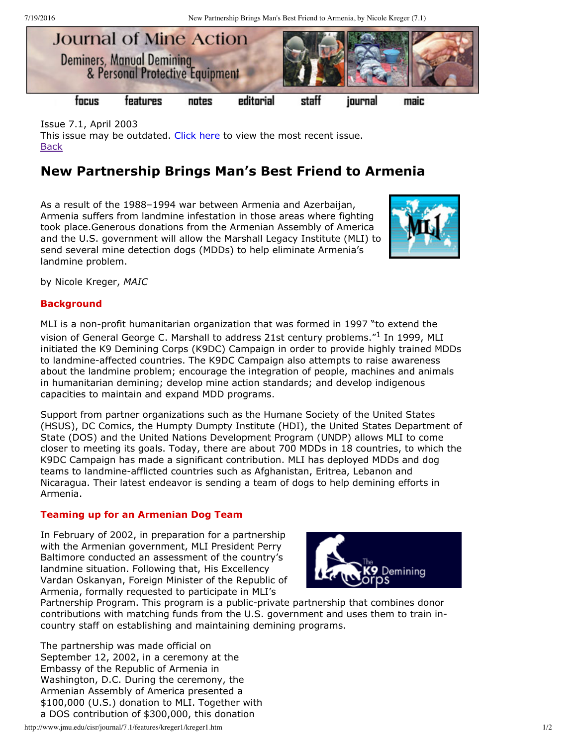Issue 7.1, April 2003
This issue may be outdated. Click here to view the most recent issue.
Back

# New Partnership Brings Man's Best Friend to Armenia

As a result of the 1988–1994 war between Armenia and Azerbaijan, Armenia suffers from landmine infestation in those areas where fighting took place.Generous donations from the Armenian Assembly of America and the U.S. government will allow the Marshall Legacy Institute (MLI) to send several mine detection dogs (MDDs) to help eliminate Armenia's landmine problem.

by Nicole Kreger, *MAIC*

## Background

MLI is a non-profit humanitarian organization that was formed in 1997 "to extend the vision of General George C. Marshall to address 21st century problems."[1] In 1999, MLI initiated the K9 Demining Corps (K9DC) Campaign in order to provide highly trained MDDs to landmine-affected countries. The K9DC Campaign also attempts to raise awareness about the landmine problem; encourage the integration of people, machines and animals in humanitarian demining; develop mine action standards; and develop indigenous capacities to maintain and expand MDD programs.

Support from partner organizations such as the Humane Society of the United States (HSUS), DC Comics, the Humpty Dumpty Institute (HDI), the United States Department of State (DOS) and the United Nations Development Program (UNDP) allows MLI to come closer to meeting its goals. Today, there are about 700 MDDs in 18 countries, to which the K9DC Campaign has made a significant contribution. MLI has deployed MDDs and dog teams to landmine-afflicted countries such as Afghanistan, Eritrea, Lebanon and Nicaragua. Their latest endeavor is sending a team of dogs to help demining efforts in Armenia.

## Teaming up for an Armenian Dog Team

In February of 2002, in preparation for a partnership with the Armenian government, MLI President Perry Baltimore conducted an assessment of the country's landmine situation. Following that, His Excellency Vardan Oskanyan, Foreign Minister of the Republic of Armenia, formally requested to participate in MLI's Partnership Program. This program is a public-private partnership that combines donor contributions with matching funds from the U.S. government and uses them to train in-country staff on establishing and maintaining demining programs.

The partnership was made official on September 12, 2002, in a ceremony at the Embassy of the Republic of Armenia in Washington, D.C. During the ceremony, the Armenian Assembly of America presented a $100,000 (U.S.) donation to MLI. Together with a DOS contribution of $300,000, this donation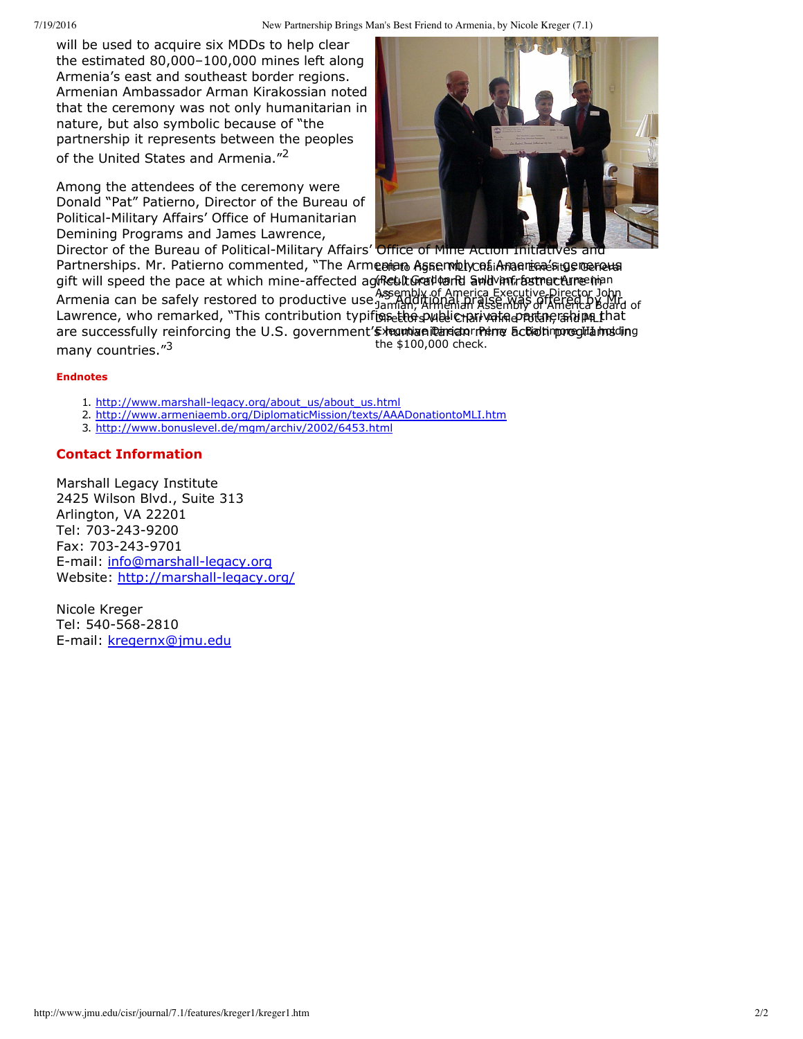will be used to acquire six MDDs to help clear the estimated 80,000–100,000 mines left along Armenia's east and southeast border regions. Armenian Ambassador Arman Kirakossian noted that the ceremony was not only humanitarian in nature, but also symbolic because of "the partnership it represents between the peoples of the United States and Armenia."[2]

Among the attendees of the ceremony were Donald "Pat" Patierno, Director of the Bureau of Political-Military Affairs' Office of Humanitarian Demining Programs and James Lawrence, Director of the Bureau of Political-Military Affairs' Office of Mine Action Initiatives and Partnerships. Mr. Patierno commented, "The Armenian Assembly of America's generous gift will speed the pace at which mine-affected agricultural land and infrastructure in Armenia can be safely restored to productive use."[3] Additional praise was offered by Mr. Lawrence, who remarked, "This contribution typifies the public-private partnerships that are successfully reinforcing the U.S. government's humanitarian mine action programs in many countries."[3]

Left to right: MLI Chairman Emeritus General (Ret.) Gordon R. Sullivan, former Armenian Assembly of America Executive Director John Jamian, Armenian Assembly of America Board of Directors Vice Chair Annie Totah, and MLI Executive Director Perry F. Baltimore III holding the $100,000 check.

**Endnotes**

1. http://www.marshall-legacy.org/about_us/about_us.html
2. http://www.armeniaemb.org/DiplomaticMission/texts/AAADonationtoMLI.htm
3. http://www.bonuslevel.de/mgm/archiv/2002/6453.html

## Contact Information

Marshall Legacy Institute
2425 Wilson Blvd., Suite 313
Arlington, VA 22201
Tel: 703-243-9200
Fax: 703-243-9701
E-mail: info@marshall-legacy.org
Website: http://marshall-legacy.org/

Nicole Kreger
Tel: 540-568-2810
E-mail: kregernx@jmu.edu